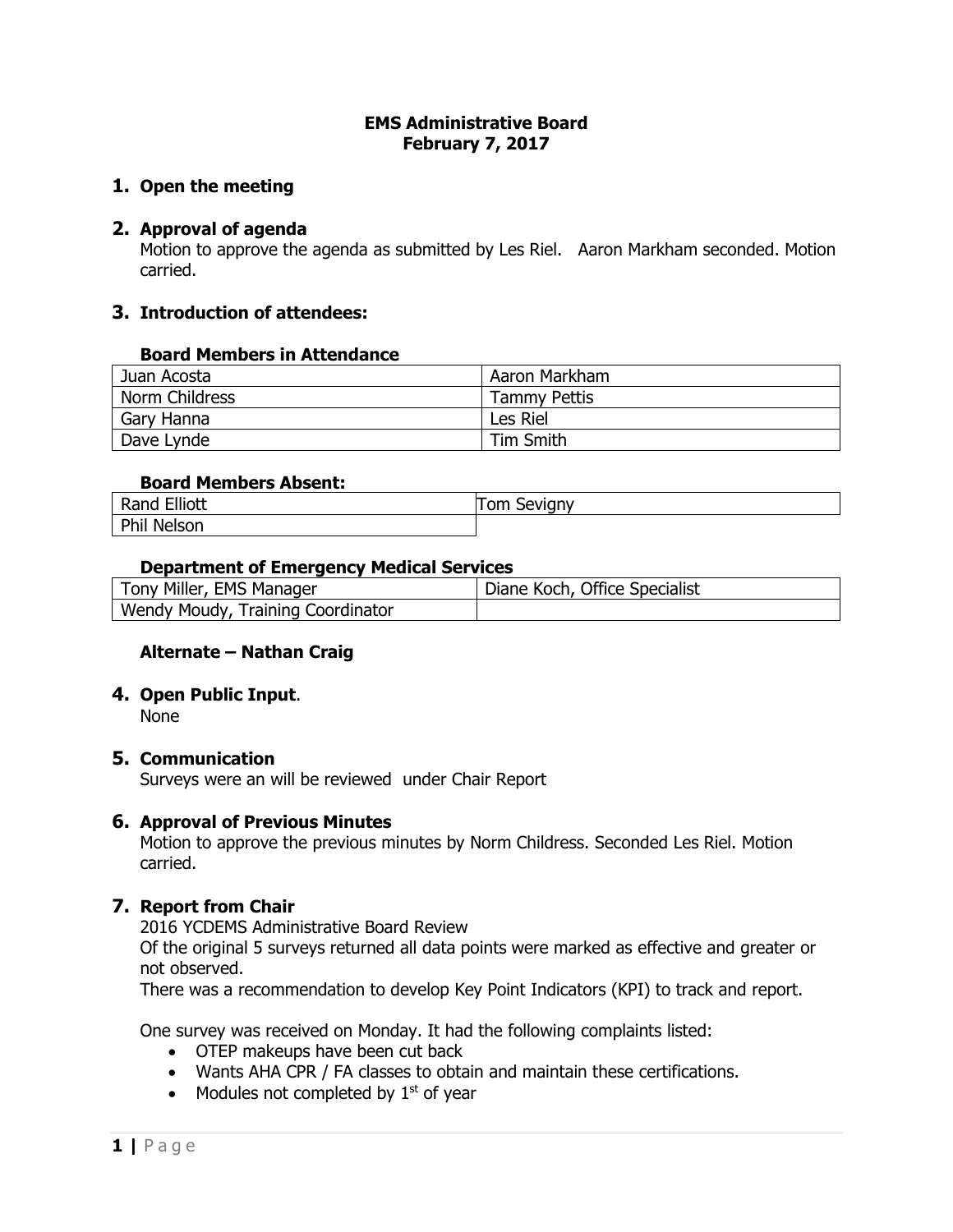# EMS Administrative Board
## February 7, 2017

### 1. Open the meeting

### 2. Approval of agenda

Motion to approve the agenda as submitted by Les Riel. Aaron Markham seconded. Motion carried.

### 3. Introduction of attendees:

#### Board Members in Attendance

| | |
|---|---|
| Juan Acosta | Aaron Markham |
| Norm Childress | Tammy Pettis |
| Gary Hanna | Les Riel |
| Dave Lynde | Tim Smith |

#### Board Members Absent:

| | |
|---|---|
| Rand Elliott | Tom Sevigny |
| Phil Nelson | |

#### Department of Emergency Medical Services

| | |
|---|---|
| Tony Miller, EMS Manager | Diane Koch, Office Specialist |
| Wendy Moudy, Training Coordinator | |

#### Alternate – Nathan Craig

### 4. Open Public Input.

None

### 5. Communication

Surveys were an will be reviewed under Chair Report

### 6. Approval of Previous Minutes

Motion to approve the previous minutes by Norm Childress. Seconded Les Riel. Motion carried.

### 7. Report from Chair

2016 YCDEMS Administrative Board Review

Of the original 5 surveys returned all data points were marked as effective and greater or not observed.

There was a recommendation to develop Key Point Indicators (KPI) to track and report.

One survey was received on Monday. It had the following complaints listed:

- OTEP makeups have been cut back
- Wants AHA CPR / FA classes to obtain and maintain these certifications.
- Modules not completed by 1st of year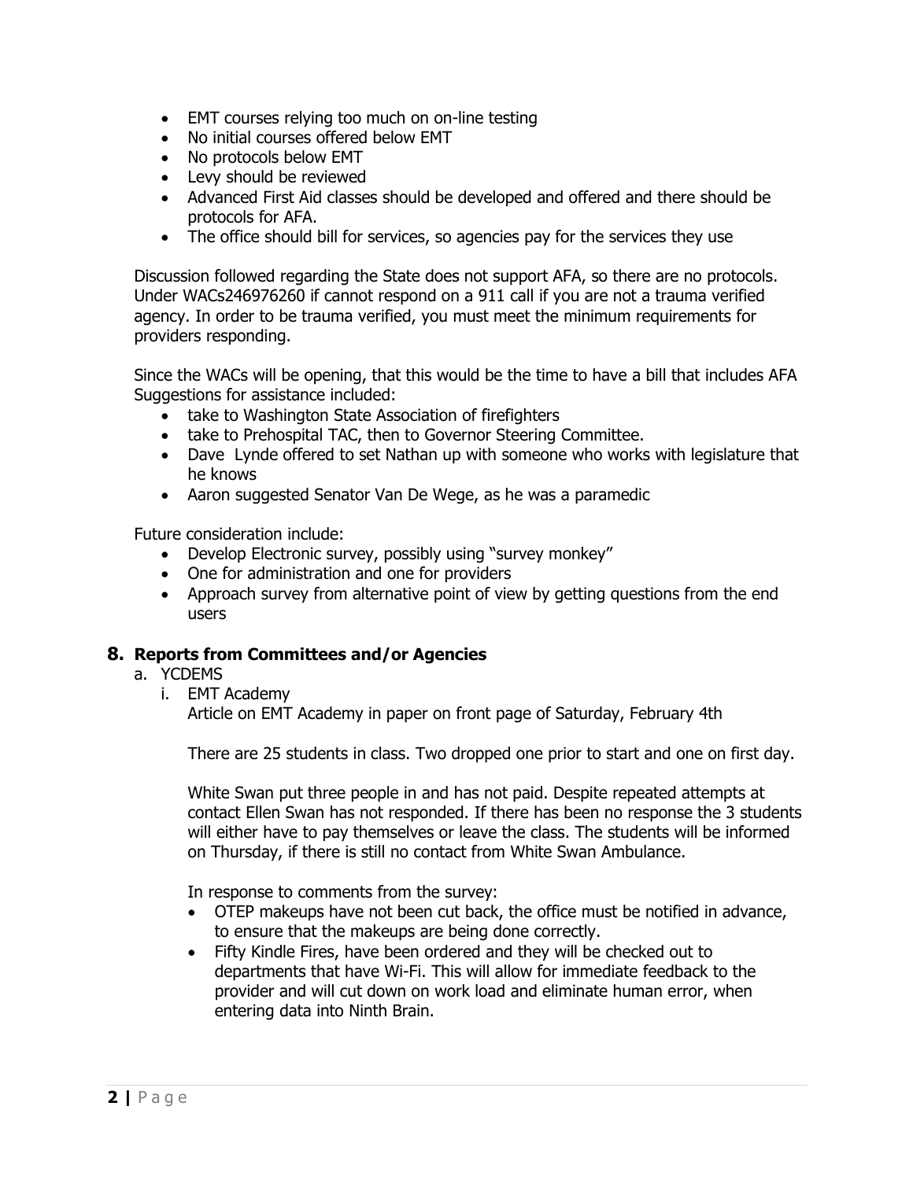- EMT courses relying too much on on-line testing
- No initial courses offered below EMT
- No protocols below EMT
- Levy should be reviewed
- Advanced First Aid classes should be developed and offered and there should be protocols for AFA.
- The office should bill for services, so agencies pay for the services they use

Discussion followed regarding the State does not support AFA, so there are no protocols. Under WACs246976260 if cannot respond on a 911 call if you are not a trauma verified agency. In order to be trauma verified, you must meet the minimum requirements for providers responding.

Since the WACs will be opening, that this would be the time to have a bill that includes AFA Suggestions for assistance included:

- take to Washington State Association of firefighters
- take to Prehospital TAC, then to Governor Steering Committee.
- Dave Lynde offered to set Nathan up with someone who works with legislature that he knows
- Aaron suggested Senator Van De Wege, as he was a paramedic

Future consideration include:

- Develop Electronic survey, possibly using "survey monkey"
- One for administration and one for providers
- Approach survey from alternative point of view by getting questions from the end users

## 8. Reports from Committees and/or Agencies

a. YCDEMS

i. EMT Academy

Article on EMT Academy in paper on front page of Saturday, February 4th

There are 25 students in class. Two dropped one prior to start and one on first day.

White Swan put three people in and has not paid. Despite repeated attempts at contact Ellen Swan has not responded. If there has been no response the 3 students will either have to pay themselves or leave the class. The students will be informed on Thursday, if there is still no contact from White Swan Ambulance.

In response to comments from the survey:

- OTEP makeups have not been cut back, the office must be notified in advance, to ensure that the makeups are being done correctly.
- Fifty Kindle Fires, have been ordered and they will be checked out to departments that have Wi-Fi. This will allow for immediate feedback to the provider and will cut down on work load and eliminate human error, when entering data into Ninth Brain.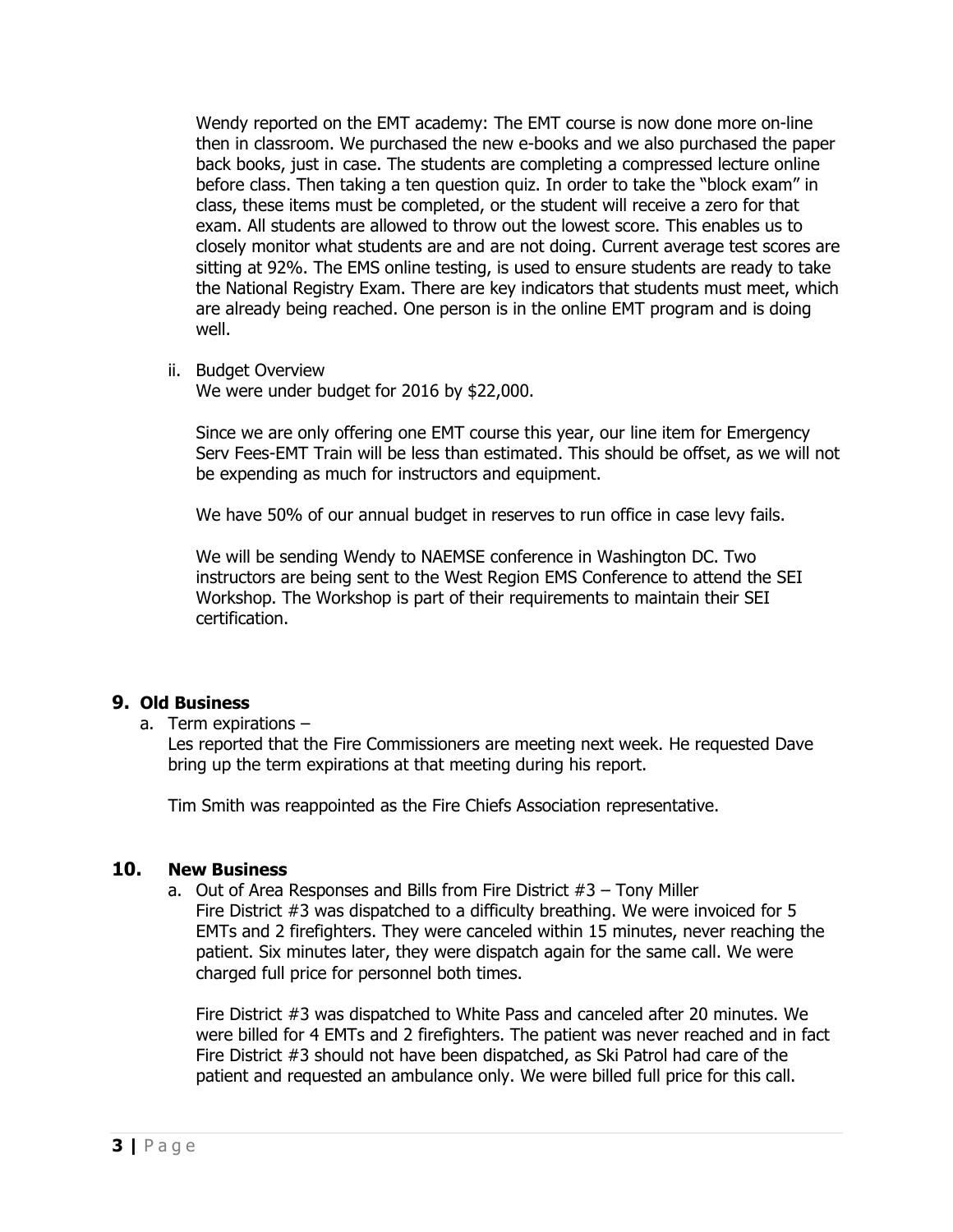Wendy reported on the EMT academy: The EMT course is now done more on-line then in classroom. We purchased the new e-books and we also purchased the paper back books, just in case. The students are completing a compressed lecture online before class. Then taking a ten question quiz. In order to take the "block exam" in class, these items must be completed, or the student will receive a zero for that exam. All students are allowed to throw out the lowest score. This enables us to closely monitor what students are and are not doing. Current average test scores are sitting at 92%. The EMS online testing, is used to ensure students are ready to take the National Registry Exam. There are key indicators that students must meet, which are already being reached. One person is in the online EMT program and is doing well.

ii. Budget Overview

We were under budget for 2016 by $22,000.

Since we are only offering one EMT course this year, our line item for Emergency Serv Fees-EMT Train will be less than estimated. This should be offset, as we will not be expending as much for instructors and equipment.

We have 50% of our annual budget in reserves to run office in case levy fails.

We will be sending Wendy to NAEMSE conference in Washington DC. Two instructors are being sent to the West Region EMS Conference to attend the SEI Workshop. The Workshop is part of their requirements to maintain their SEI certification.

## 9. Old Business

a. Term expirations –

Les reported that the Fire Commissioners are meeting next week. He requested Dave bring up the term expirations at that meeting during his report.

Tim Smith was reappointed as the Fire Chiefs Association representative.

## 10. New Business

a. Out of Area Responses and Bills from Fire District #3 – Tony Miller

Fire District #3 was dispatched to a difficulty breathing. We were invoiced for 5 EMTs and 2 firefighters. They were canceled within 15 minutes, never reaching the patient. Six minutes later, they were dispatch again for the same call. We were charged full price for personnel both times.

Fire District #3 was dispatched to White Pass and canceled after 20 minutes. We were billed for 4 EMTs and 2 firefighters. The patient was never reached and in fact Fire District #3 should not have been dispatched, as Ski Patrol had care of the patient and requested an ambulance only. We were billed full price for this call.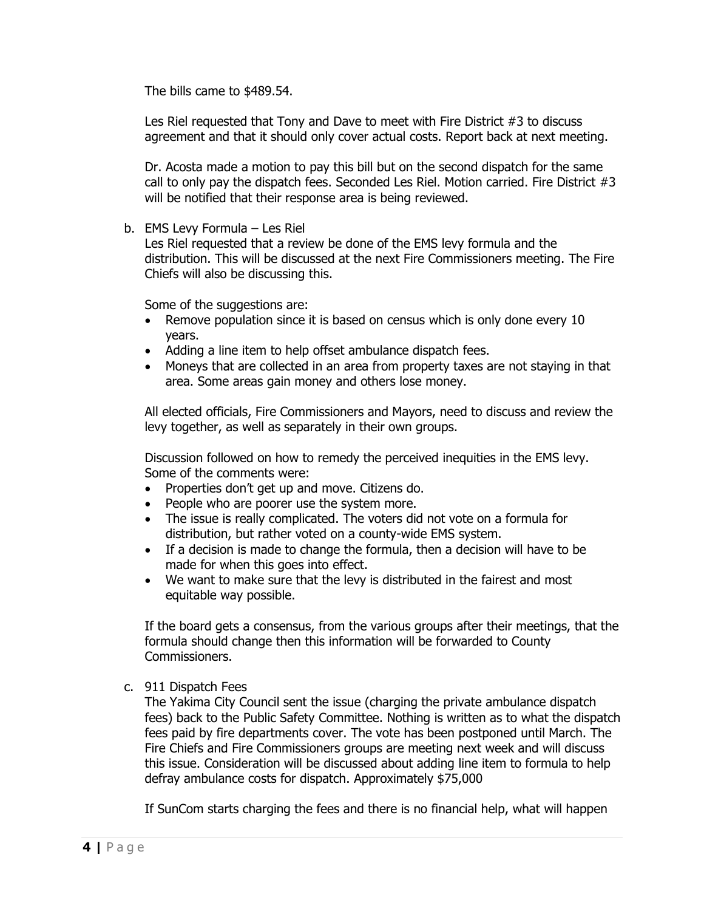The bills came to $489.54.

Les Riel requested that Tony and Dave to meet with Fire District #3 to discuss agreement and that it should only cover actual costs. Report back at next meeting.

Dr. Acosta made a motion to pay this bill but on the second dispatch for the same call to only pay the dispatch fees. Seconded Les Riel. Motion carried. Fire District #3 will be notified that their response area is being reviewed.

b. EMS Levy Formula – Les Riel

Les Riel requested that a review be done of the EMS levy formula and the distribution. This will be discussed at the next Fire Commissioners meeting. The Fire Chiefs will also be discussing this.

Some of the suggestions are:

- Remove population since it is based on census which is only done every 10 years.
- Adding a line item to help offset ambulance dispatch fees.
- Moneys that are collected in an area from property taxes are not staying in that area. Some areas gain money and others lose money.

All elected officials, Fire Commissioners and Mayors, need to discuss and review the levy together, as well as separately in their own groups.

Discussion followed on how to remedy the perceived inequities in the EMS levy. Some of the comments were:

- Properties don't get up and move. Citizens do.
- People who are poorer use the system more.
- The issue is really complicated. The voters did not vote on a formula for distribution, but rather voted on a county-wide EMS system.
- If a decision is made to change the formula, then a decision will have to be made for when this goes into effect.
- We want to make sure that the levy is distributed in the fairest and most equitable way possible.

If the board gets a consensus, from the various groups after their meetings, that the formula should change then this information will be forwarded to County Commissioners.

c. 911 Dispatch Fees

The Yakima City Council sent the issue (charging the private ambulance dispatch fees) back to the Public Safety Committee. Nothing is written as to what the dispatch fees paid by fire departments cover. The vote has been postponed until March. The Fire Chiefs and Fire Commissioners groups are meeting next week and will discuss this issue. Consideration will be discussed about adding line item to formula to help defray ambulance costs for dispatch. Approximately $75,000

If SunCom starts charging the fees and there is no financial help, what will happen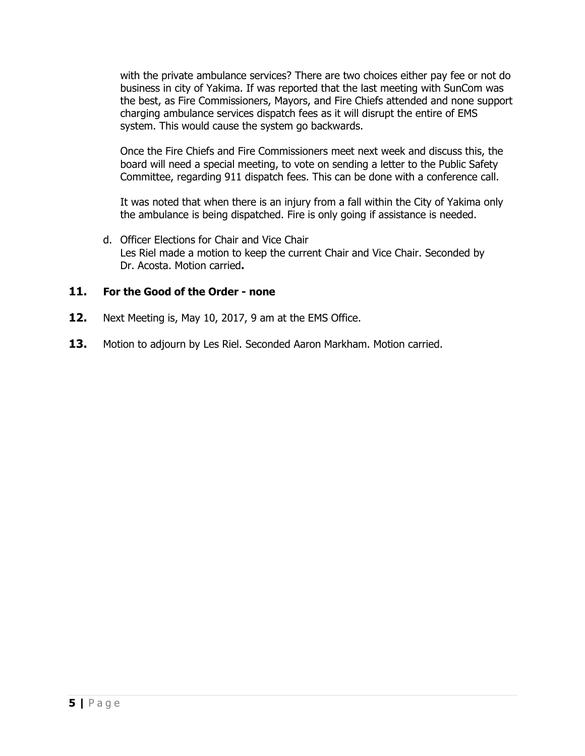with the private ambulance services? There are two choices either pay fee or not do business in city of Yakima. If was reported that the last meeting with SunCom was the best, as Fire Commissioners, Mayors, and Fire Chiefs attended and none support charging ambulance services dispatch fees as it will disrupt the entire of EMS system. This would cause the system go backwards.

Once the Fire Chiefs and Fire Commissioners meet next week and discuss this, the board will need a special meeting, to vote on sending a letter to the Public Safety Committee, regarding 911 dispatch fees. This can be done with a conference call.

It was noted that when there is an injury from a fall within the City of Yakima only the ambulance is being dispatched. Fire is only going if assistance is needed.

d. Officer Elections for Chair and Vice Chair
Les Riel made a motion to keep the current Chair and Vice Chair. Seconded by Dr. Acosta. Motion carried**.**

**11. For the Good of the Order - none**

**12.** Next Meeting is, May 10, 2017, 9 am at the EMS Office.

**13.** Motion to adjourn by Les Riel. Seconded Aaron Markham. Motion carried.